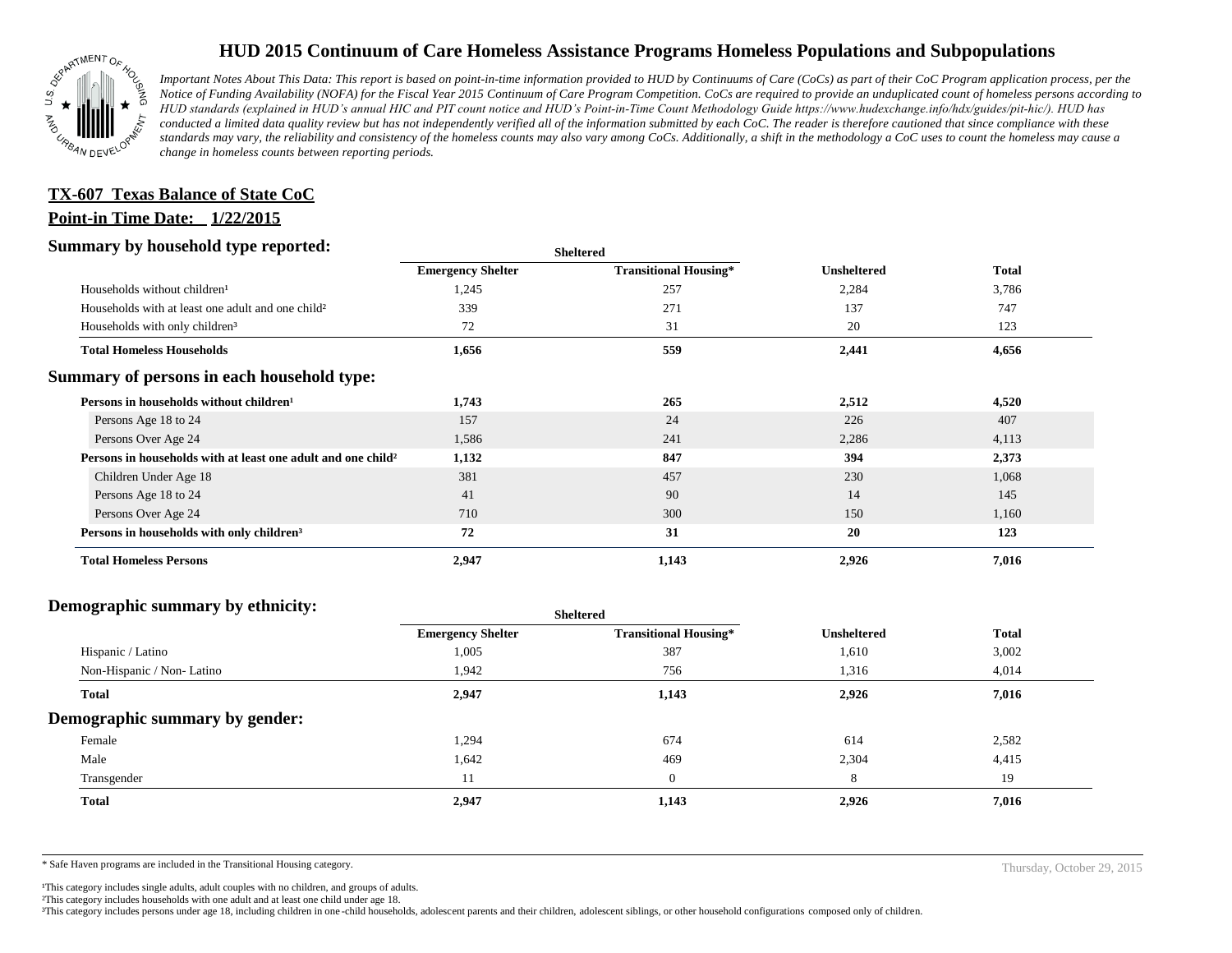# HUD 2015 Continuum of Care Homeless Assistance Programs Homeless Populations and Subpopulations

*Important Notes About This Data: This report is based on point-in-time information provided to HUD by Continuums of Care (CoCs) as part of their CoC Program application process, per the Notice of Funding Availability (NOFA) for the Fiscal Year 2015 Continuum of Care Program Competition. CoCs are required to provide an unduplicated count of homeless persons according to HUD standards (explained in HUD's annual HIC and PIT count notice and HUD's Point-in-Time Count Methodology Guide https://www.hudexchange.info/hdx/guides/pit-hic/). HUD has conducted a limited data quality review but has not independently verified all of the information submitted by each CoC. The reader is therefore cautioned that since compliance with these standards may vary, the reliability and consistency of the homeless counts may also vary among CoCs. Additionally, a shift in the methodology a CoC uses to count the homeless may cause a change in homeless counts between reporting periods.*

**TX-607 Texas Balance of State CoC**

**Point-in Time Date: 1/22/2015**

## Summary by household type reported:

| | Sheltered | | | |
|---|---|---|---|---|
| | Emergency Shelter | Transitional Housing* | Unsheltered | Total |
| Households without children¹ | 1,245 | 257 | 2,284 | 3,786 |
| Households with at least one adult and one child² | 339 | 271 | 137 | 747 |
| Households with only children³ | 72 | 31 | 20 | 123 |
| **Total Homeless Households** | **1,656** | **559** | **2,441** | **4,656** |

## Summary of persons in each household type:

| | Emergency Shelter | Transitional Housing* | Unsheltered | Total |
|---|---|---|---|---|
| **Persons in households without children¹** | **1,743** | **265** | **2,512** | **4,520** |
| Persons Age 18 to 24 | 157 | 24 | 226 | 407 |
| Persons Over Age 24 | 1,586 | 241 | 2,286 | 4,113 |
| **Persons in households with at least one adult and one child²** | **1,132** | **847** | **394** | **2,373** |
| Children Under Age 18 | 381 | 457 | 230 | 1,068 |
| Persons Age 18 to 24 | 41 | 90 | 14 | 145 |
| Persons Over Age 24 | 710 | 300 | 150 | 1,160 |
| **Persons in households with only children³** | **72** | **31** | **20** | **123** |
| **Total Homeless Persons** | **2,947** | **1,143** | **2,926** | **7,016** |

## Demographic summary by ethnicity:

| | Sheltered | | | |
|---|---|---|---|---|
| | Emergency Shelter | Transitional Housing* | Unsheltered | Total |
| Hispanic / Latino | 1,005 | 387 | 1,610 | 3,002 |
| Non-Hispanic / Non- Latino | 1,942 | 756 | 1,316 | 4,014 |
| **Total** | **2,947** | **1,143** | **2,926** | **7,016** |

## Demographic summary by gender:

| | Emergency Shelter | Transitional Housing* | Unsheltered | Total |
|---|---|---|---|---|
| Female | 1,294 | 674 | 614 | 2,582 |
| Male | 1,642 | 469 | 2,304 | 4,415 |
| Transgender | 11 | 0 | 8 | 19 |
| **Total** | **2,947** | **1,143** | **2,926** | **7,016** |

\* Safe Haven programs are included in the Transitional Housing category.

Thursday, October 29, 2015

¹This category includes single adults, adult couples with no children, and groups of adults.
²This category includes households with one adult and at least one child under age 18.
³This category includes persons under age 18, including children in one-child households, adolescent parents and their children, adolescent siblings, or other household configurations composed only of children.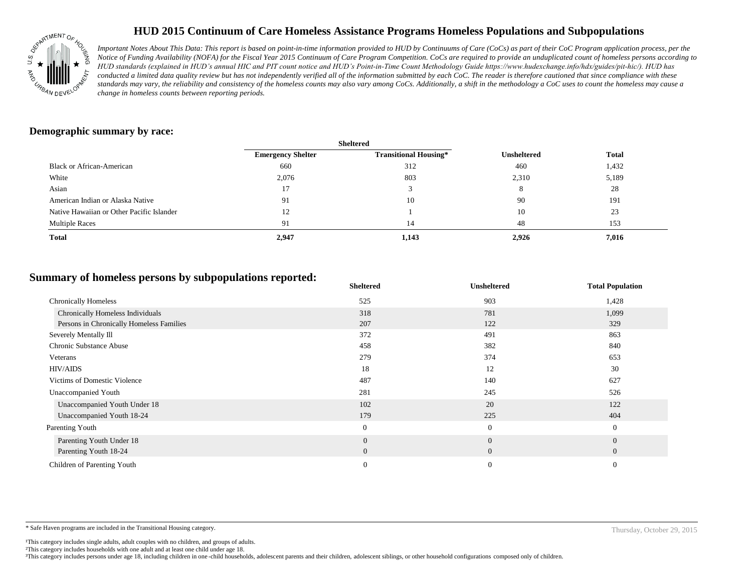# HUD 2015 Continuum of Care Homeless Assistance Programs Homeless Populations and Subpopulations

*Important Notes About This Data: This report is based on point-in-time information provided to HUD by Continuums of Care (CoCs) as part of their CoC Program application process, per the Notice of Funding Availability (NOFA) for the Fiscal Year 2015 Continuum of Care Program Competition. CoCs are required to provide an unduplicated count of homeless persons according to HUD standards (explained in HUD's annual HIC and PIT count notice and HUD's Point-in-Time Count Methodology Guide https://www.hudexchange.info/hdx/guides/pit-hic/). HUD has conducted a limited data quality review but has not independently verified all of the information submitted by each CoC. The reader is therefore cautioned that since compliance with these standards may vary, the reliability and consistency of the homeless counts may also vary among CoCs. Additionally, a shift in the methodology a CoC uses to count the homeless may cause a change in homeless counts between reporting periods.*

## Demographic summary by race:

| | Sheltered | | | |
|---|---|---|---|---|
| | **Emergency Shelter** | **Transitional Housing*** | **Unsheltered** | **Total** |
| Black or African-American | 660 | 312 | 460 | 1,432 |
| White | 2,076 | 803 | 2,310 | 5,189 |
| Asian | 17 | 3 | 8 | 28 |
| American Indian or Alaska Native | 91 | 10 | 90 | 191 |
| Native Hawaiian or Other Pacific Islander | 12 | 1 | 10 | 23 |
| Multiple Races | 91 | 14 | 48 | 153 |
| **Total** | **2,947** | **1,143** | **2,926** | **7,016** |

## Summary of homeless persons by subpopulations reported:

| | Sheltered | Unsheltered | Total Population |
|---|---|---|---|
| Chronically Homeless | 525 | 903 | 1,428 |
| Chronically Homeless Individuals | 318 | 781 | 1,099 |
| Persons in Chronically Homeless Families | 207 | 122 | 329 |
| Severely Mentally Ill | 372 | 491 | 863 |
| Chronic Substance Abuse | 458 | 382 | 840 |
| Veterans | 279 | 374 | 653 |
| HIV/AIDS | 18 | 12 | 30 |
| Victims of Domestic Violence | 487 | 140 | 627 |
| Unaccompanied Youth | 281 | 245 | 526 |
| Unaccompanied Youth Under 18 | 102 | 20 | 122 |
| Unaccompanied Youth 18-24 | 179 | 225 | 404 |
| Parenting Youth | 0 | 0 | 0 |
| Parenting Youth Under 18 | 0 | 0 | 0 |
| Parenting Youth 18-24 | 0 | 0 | 0 |
| Children of Parenting Youth | 0 | 0 | 0 |

* Safe Haven programs are included in the Transitional Housing category.

Thursday, October 29, 2015

[1]This category includes single adults, adult couples with no children, and groups of adults.
[2]This category includes households with one adult and at least one child under age 18.
[3]This category includes persons under age 18, including children in one-child households, adolescent parents and their children, adolescent siblings, or other household configurations composed only of children.